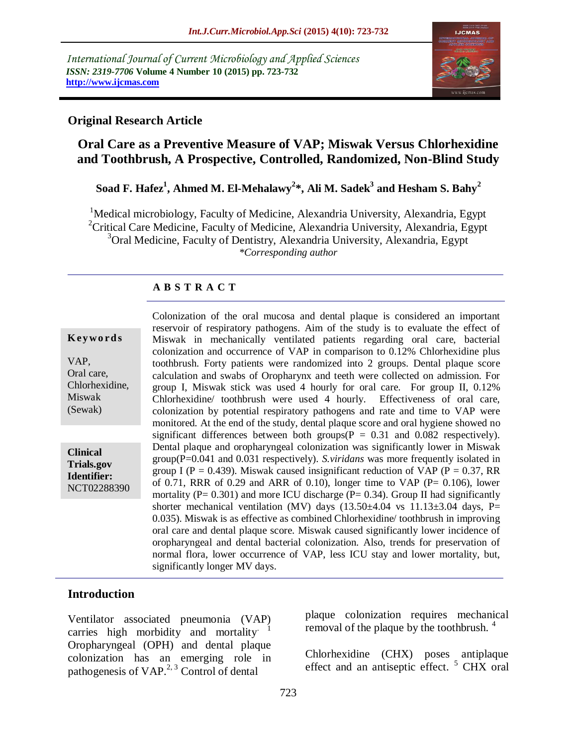International Journal of Current Microbiology and Applied Sciences
*ISSN: 2319-7706* **Volume 4 Number 10 (2015) pp. 723-732**
**http://www.ijcmas.com**

**Original Research Article**

# Oral Care as a Preventive Measure of VAP; Miswak Versus Chlorhexidine and Toothbrush, A Prospective, Controlled, Randomized, Non-Blind Study

**Soad F. Hafez[1], Ahmed M. El-Mehalawy[2]*, Ali M. Sadek[3] and Hesham S. Bahy[2]**

[1]Medical microbiology, Faculty of Medicine, Alexandria University, Alexandria, Egypt
[2]Critical Care Medicine, Faculty of Medicine, Alexandria University, Alexandria, Egypt
[3]Oral Medicine, Faculty of Dentistry, Alexandria University, Alexandria, Egypt
*\*Corresponding author*

**A B S T R A C T**

**Keywords**

VAP,
Oral care,
Chlorhexidine,
Miswak
(Sewak)

**Clinical Trials.gov Identifier:**
NCT02288390

Colonization of the oral mucosa and dental plaque is considered an important reservoir of respiratory pathogens. Aim of the study is to evaluate the effect of Miswak in mechanically ventilated patients regarding oral care, bacterial colonization and occurrence of VAP in comparison to 0.12% Chlorhexidine plus toothbrush. Forty patients were randomized into 2 groups. Dental plaque score calculation and swabs of Oropharynx and teeth were collected on admission. For group I, Miswak stick was used 4 hourly for oral care. For group II, 0.12% Chlorhexidine/ toothbrush were used 4 hourly. Effectiveness of oral care, colonization by potential respiratory pathogens and rate and time to VAP were monitored. At the end of the study, dental plaque score and oral hygiene showed no significant differences between both groups($P = 0.31$ and $0.082$ respectively). Dental plaque and oropharyngeal colonization was significantly lower in Miswak group($P=0.041$ and $0.031$ respectively). *S.viridans* was more frequently isolated in group I ($P = 0.439$). Miswak caused insignificant reduction of VAP ($P = 0.37$, RR of 0.71, RRR of 0.29 and ARR of 0.10), longer time to VAP ($P= 0.106$), lower mortality ($P= 0.301$) and more ICU discharge ($P= 0.34$). Group II had significantly shorter mechanical ventilation (MV) days ($13.50\pm4.04$ vs $11.13\pm3.04$ days, $P= 0.035$). Miswak is as effective as combined Chlorhexidine/ toothbrush in improving oral care and dental plaque score. Miswak caused significantly lower incidence of oropharyngeal and dental bacterial colonization. Also, trends for preservation of normal flora, lower occurrence of VAP, less ICU stay and lower mortality, but, significantly longer MV days.

## Introduction

Ventilator associated pneumonia (VAP) carries high morbidity and mortality.[1] Oropharyngeal (OPH) and dental plaque colonization has an emerging role in pathogenesis of VAP.[2, 3] Control of dental plaque colonization requires mechanical removal of the plaque by the toothbrush.[4]

Chlorhexidine (CHX) poses antiplaque effect and an antiseptic effect.[5] CHX oral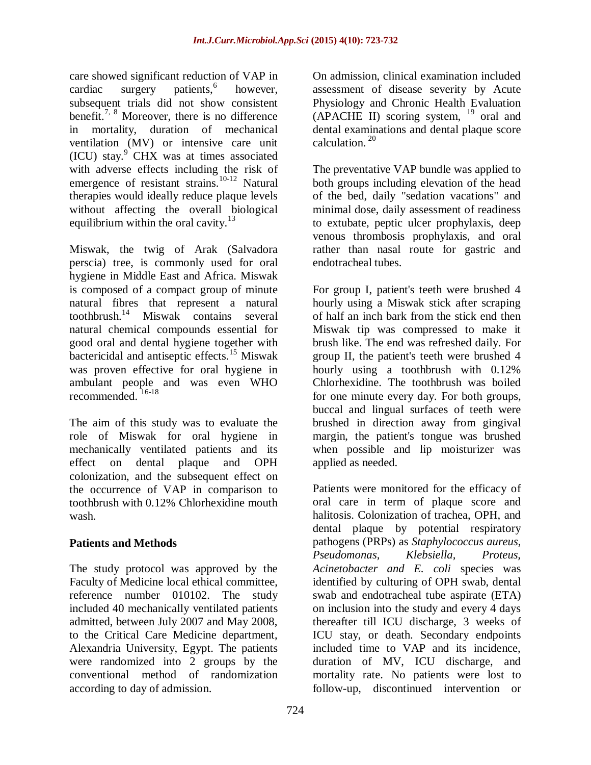care showed significant reduction of VAP in cardiac surgery patients,[6] however, subsequent trials did not show consistent benefit.[7, 8] Moreover, there is no difference in mortality, duration of mechanical ventilation (MV) or intensive care unit (ICU) stay.[9] CHX was at times associated with adverse effects including the risk of emergence of resistant strains.[10-12] Natural therapies would ideally reduce plaque levels without affecting the overall biological equilibrium within the oral cavity.[13]

Miswak, the twig of Arak (Salvadora perscia) tree, is commonly used for oral hygiene in Middle East and Africa. Miswak is composed of a compact group of minute natural fibres that represent a natural toothbrush.[14] Miswak contains several natural chemical compounds essential for good oral and dental hygiene together with bactericidal and antiseptic effects.[15] Miswak was proven effective for oral hygiene in ambulant people and was even WHO recommended. [16-18]

The aim of this study was to evaluate the role of Miswak for oral hygiene in mechanically ventilated patients and its effect on dental plaque and OPH colonization, and the subsequent effect on the occurrence of VAP in comparison to toothbrush with 0.12% Chlorhexidine mouth wash.

## Patients and Methods

The study protocol was approved by the Faculty of Medicine local ethical committee, reference number 010102. The study included 40 mechanically ventilated patients admitted, between July 2007 and May 2008, to the Critical Care Medicine department, Alexandria University, Egypt. The patients were randomized into 2 groups by the conventional method of randomization according to day of admission.

On admission, clinical examination included assessment of disease severity by Acute Physiology and Chronic Health Evaluation (APACHE II) scoring system, [19] oral and dental examinations and dental plaque score calculation. [20]

The preventative VAP bundle was applied to both groups including elevation of the head of the bed, daily "sedation vacations" and minimal dose, daily assessment of readiness to extubate, peptic ulcer prophylaxis, deep venous thrombosis prophylaxis, and oral rather than nasal route for gastric and endotracheal tubes.

For group I, patient's teeth were brushed 4 hourly using a Miswak stick after scraping of half an inch bark from the stick end then Miswak tip was compressed to make it brush like. The end was refreshed daily. For group II, the patient's teeth were brushed 4 hourly using a toothbrush with 0.12% Chlorhexidine. The toothbrush was boiled for one minute every day. For both groups, buccal and lingual surfaces of teeth were brushed in direction away from gingival margin, the patient's tongue was brushed when possible and lip moisturizer was applied as needed.

Patients were monitored for the efficacy of oral care in term of plaque score and halitosis. Colonization of trachea, OPH, and dental plaque by potential respiratory pathogens (PRPs) as *Staphylococcus aureus*, *Pseudomonas, Klebsiella*, *Proteus, Acinetobacter and E. coli* species was identified by culturing of OPH swab, dental swab and endotracheal tube aspirate (ETA) on inclusion into the study and every 4 days thereafter till ICU discharge, 3 weeks of ICU stay, or death. Secondary endpoints included time to VAP and its incidence, duration of MV, ICU discharge, and mortality rate. No patients were lost to follow-up, discontinued intervention or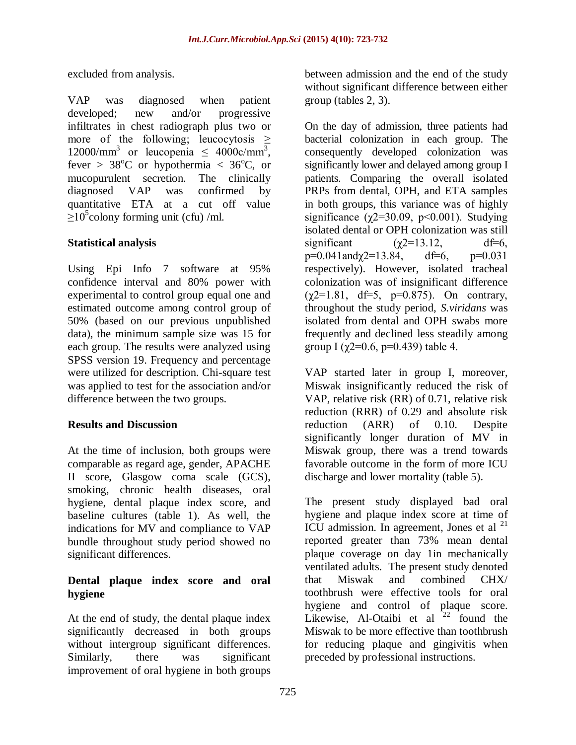excluded from analysis.

VAP was diagnosed when patient developed; new and/or progressive infiltrates in chest radiograph plus two or more of the following; leucocytosis $\geq 12000/mm^3$ or leucopenia $\leq 4000c/mm^3$, fever $> 38^oC$ or hypothermia $< 36^oC$, or mucopurulent secretion. The clinically diagnosed VAP was confirmed by quantitative ETA at a cut off value $\geq 10^5$colony forming unit (cfu) /ml.

**Statistical analysis**

Using Epi Info 7 software at 95% confidence interval and 80% power with experimental to control group equal one and estimated outcome among control group of 50% (based on our previous unpublished data), the minimum sample size was 15 for each group. The results were analyzed using SPSS version 19. Frequency and percentage were utilized for description. Chi-square test was applied to test for the association and/or difference between the two groups.

**Results and Discussion**

At the time of inclusion, both groups were comparable as regard age, gender, APACHE II score, Glasgow coma scale (GCS), smoking, chronic health diseases, oral hygiene, dental plaque index score, and baseline cultures (table 1). As well, the indications for MV and compliance to VAP bundle throughout study period showed no significant differences.

**Dental plaque index score and oral hygiene**

At the end of study, the dental plaque index significantly decreased in both groups without intergroup significant differences. Similarly, there was significant improvement of oral hygiene in both groups between admission and the end of the study without significant difference between either group (tables 2, 3).

On the day of admission, three patients had bacterial colonization in each group. The consequently developed colonization was significantly lower and delayed among group I patients. Comparing the overall isolated PRPs from dental, OPH, and ETA samples in both groups, this variance was of highly significance ($\chi 2=30.09$, $p<0.001$). Studying isolated dental or OPH colonization was still significant ($\chi 2=13.12$, $df=6$, $p=0.041$and$\chi 2=13.84$, $df=6$, $p=0.031$ respectively). However, isolated tracheal colonization was of insignificant difference ($\chi 2=1.81$, $df=5$, $p=0.875$). On contrary, throughout the study period, *S.viridans* was isolated from dental and OPH swabs more frequently and declined less steadily among group I ($\chi 2=0.6$, $p=0.439$) table 4.

VAP started later in group I, moreover, Miswak insignificantly reduced the risk of VAP, relative risk (RR) of 0.71, relative risk reduction (RRR) of 0.29 and absolute risk reduction (ARR) of 0.10. Despite significantly longer duration of MV in Miswak group, there was a trend towards favorable outcome in the form of more ICU discharge and lower mortality (table 5).

The present study displayed bad oral hygiene and plaque index score at time of ICU admission. In agreement, Jones et al [21] reported greater than 73% mean dental plaque coverage on day 1in mechanically ventilated adults. The present study denoted that Miswak and combined CHX/ toothbrush were effective tools for oral hygiene and control of plaque score. Likewise, Al-Otaibi et al [22] found the Miswak to be more effective than toothbrush for reducing plaque and gingivitis when preceded by professional instructions.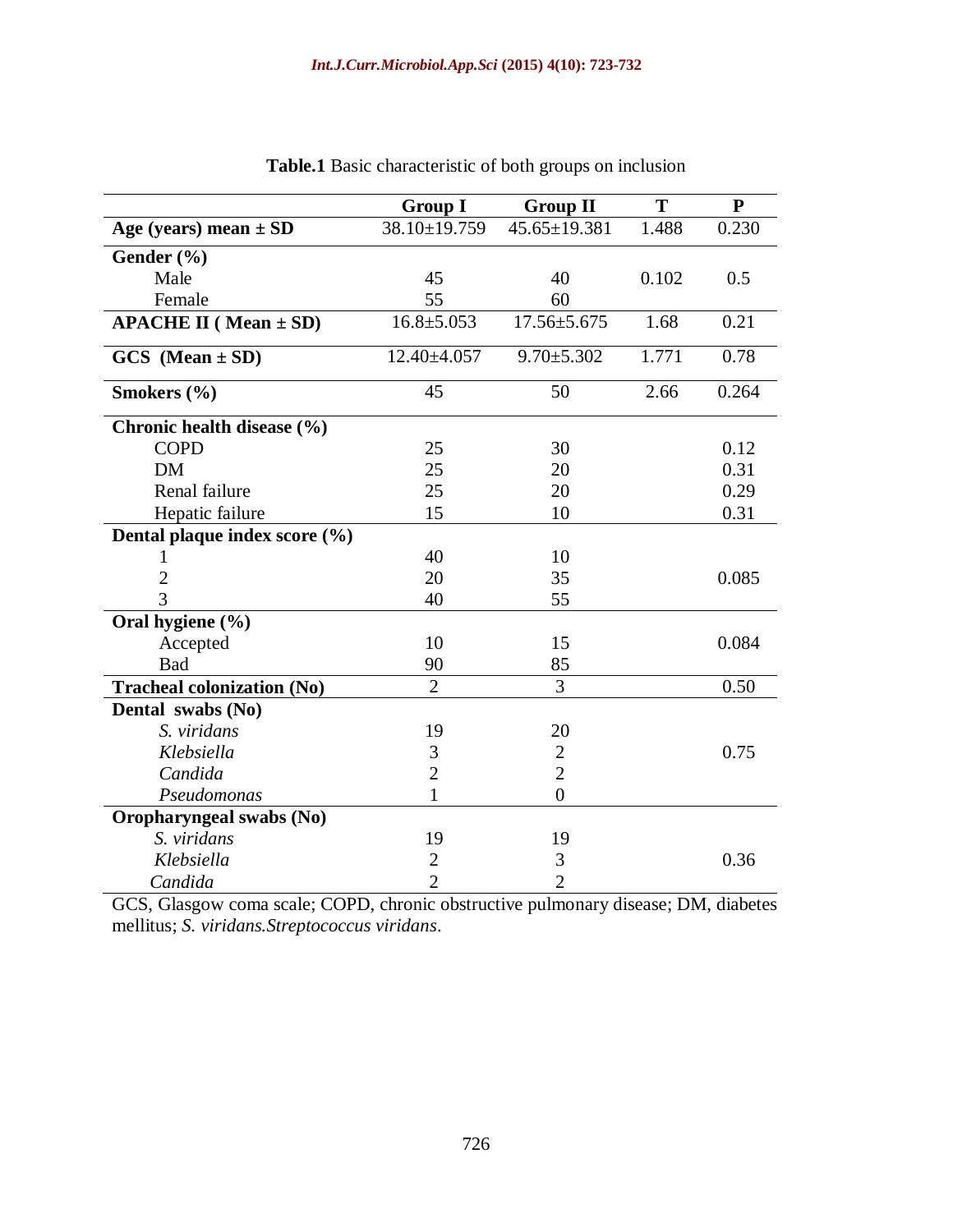**Table.1** Basic characteristic of both groups on inclusion

| | Group I | Group II | T | P |
|---|---|---|---|---|
| **Age (years) mean ± SD** | 38.10±19.759 | 45.65±19.381 | 1.488 | 0.230 |
| **Gender (%)** | | | | |
| Male | 45 | 40 | 0.102 | 0.5 |
| Female | 55 | 60 | | |
| **APACHE II ( Mean ± SD)** | 16.8±5.053 | 17.56±5.675 | 1.68 | 0.21 |
| **GCS (Mean ± SD)** | 12.40±4.057 | 9.70±5.302 | 1.771 | 0.78 |
| **Smokers (%)** | 45 | 50 | 2.66 | 0.264 |
| **Chronic health disease (%)** | | | | |
| COPD | 25 | 30 | | 0.12 |
| DM | 25 | 20 | | 0.31 |
| Renal failure | 25 | 20 | | 0.29 |
| Hepatic failure | 15 | 10 | | 0.31 |
| **Dental plaque index score (%)** | | | | |
| 1 | 40 | 10 | | |
| 2 | 20 | 35 | | 0.085 |
| 3 | 40 | 55 | | |
| **Oral hygiene (%)** | | | | |
| Accepted | 10 | 15 | | 0.084 |
| Bad | 90 | 85 | | |
| **Tracheal colonization (No)** | 2 | 3 | | 0.50 |
| **Dental swabs (No)** | | | | |
| *S. viridans* | 19 | 20 | | |
| *Klebsiella* | 3 | 2 | | 0.75 |
| *Candida* | 2 | 2 | | |
| *Pseudomonas* | 1 | 0 | | |
| **Oropharyngeal swabs (No)** | | | | |
| *S. viridans* | 19 | 19 | | |
| *Klebsiella* | 2 | 3 | | 0.36 |
| *Candida* | 2 | 2 | | |

GCS, Glasgow coma scale; COPD, chronic obstructive pulmonary disease; DM, diabetes mellitus; *S. viridans.Streptococcus viridans*.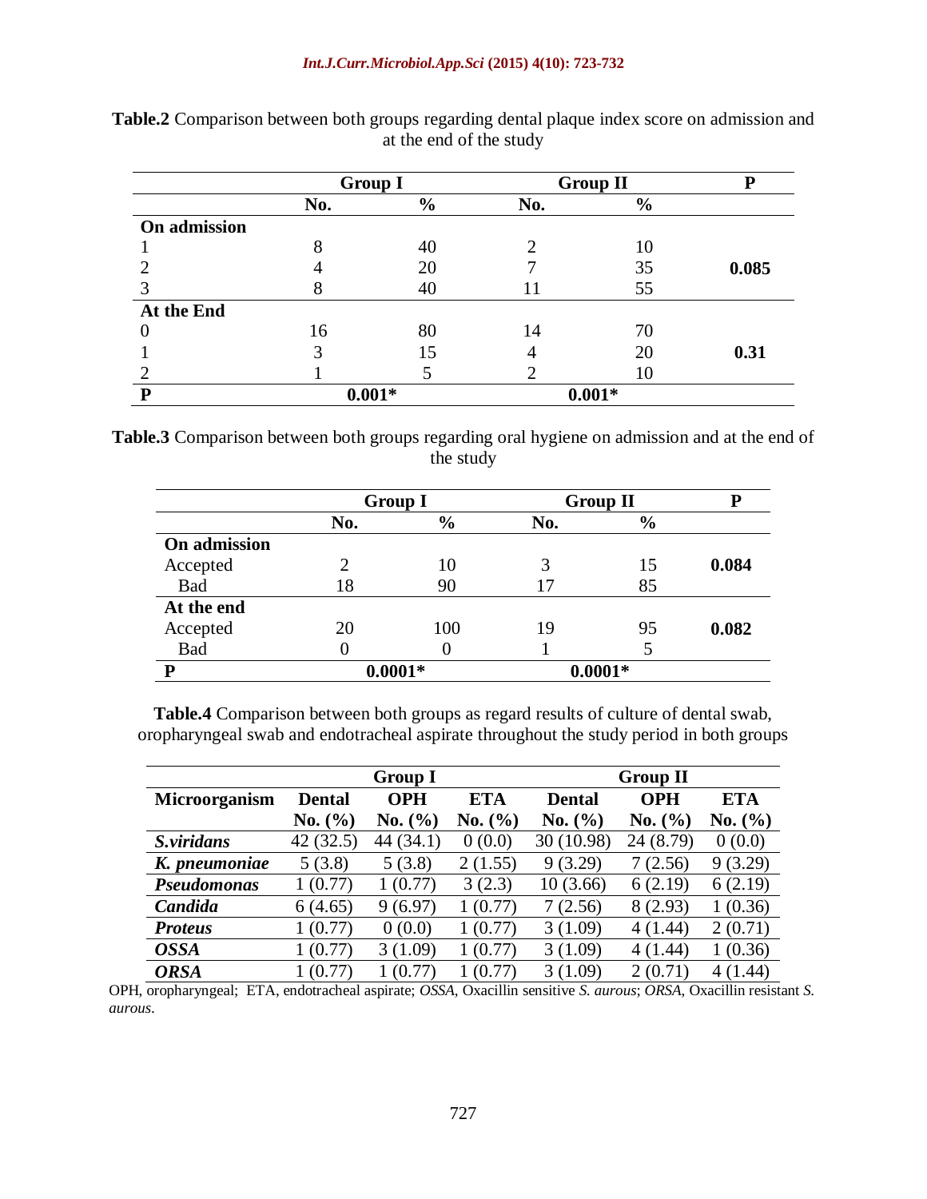**Table.2** Comparison between both groups regarding dental plaque index score on admission and at the end of the study

| | Group I | | Group II | | P |
|---|---|---|---|---|---|
| | No. | % | No. | % | |
| **On admission** | | | | | |
| 1 | 8 | 40 | 2 | 10 | |
| 2 | 4 | 20 | 7 | 35 | **0.085** |
| 3 | 8 | 40 | 11 | 55 | |
| **At the End** | | | | | |
| 0 | 16 | 80 | 14 | 70 | |
| 1 | 3 | 15 | 4 | 20 | **0.31** |
| 2 | 1 | 5 | 2 | 10 | |
| **P** | **0.001*** | | **0.001*** | | |

**Table.3** Comparison between both groups regarding oral hygiene on admission and at the end of the study

| | Group I | | Group II | | P |
|---|---|---|---|---|---|
| | No. | % | No. | % | |
| **On admission** | | | | | |
| Accepted | 2 | 10 | 3 | 15 | **0.084** |
| Bad | 18 | 90 | 17 | 85 | |
| **At the end** | | | | | |
| Accepted | 20 | 100 | 19 | 95 | **0.082** |
| Bad | 0 | 0 | 1 | 5 | |
| **P** | **0.0001*** | | **0.0001*** | | |

**Table.4** Comparison between both groups as regard results of culture of dental swab, oropharyngeal swab and endotracheal aspirate throughout the study period in both groups

| | Group I | | | Group II | | |
|---|---|---|---|---|---|---|
| **Microorganism** | **Dental No. (%)** | **OPH No. (%)** | **ETA No. (%)** | **Dental No. (%)** | **OPH No. (%)** | **ETA No. (%)** |
| ***S.viridans*** | 42 (32.5) | 44 (34.1) | 0 (0.0) | 30 (10.98) | 24 (8.79) | 0 (0.0) |
| ***K. pneumoniae*** | 5 (3.8) | 5 (3.8) | 2 (1.55) | 9 (3.29) | 7 (2.56) | 9 (3.29) |
| ***Pseudomonas*** | 1 (0.77) | 1 (0.77) | 3 (2.3) | 10 (3.66) | 6 (2.19) | 6 (2.19) |
| ***Candida*** | 6 (4.65) | 9 (6.97) | 1 (0.77) | 7 (2.56) | 8 (2.93) | 1 (0.36) |
| ***Proteus*** | 1 (0.77) | 0 (0.0) | 1 (0.77) | 3 (1.09) | 4 (1.44) | 2 (0.71) |
| ***OSSA*** | 1 (0.77) | 3 (1.09) | 1 (0.77) | 3 (1.09) | 4 (1.44) | 1 (0.36) |
| ***ORSA*** | 1 (0.77) | 1 (0.77) | 1 (0.77) | 3 (1.09) | 2 (0.71) | 4 (1.44) |

OPH, oropharyngeal; ETA, endotracheal aspirate; *OSSA*, Oxacillin sensitive *S. aurous*; *ORSA*, Oxacillin resistant *S. aurous*.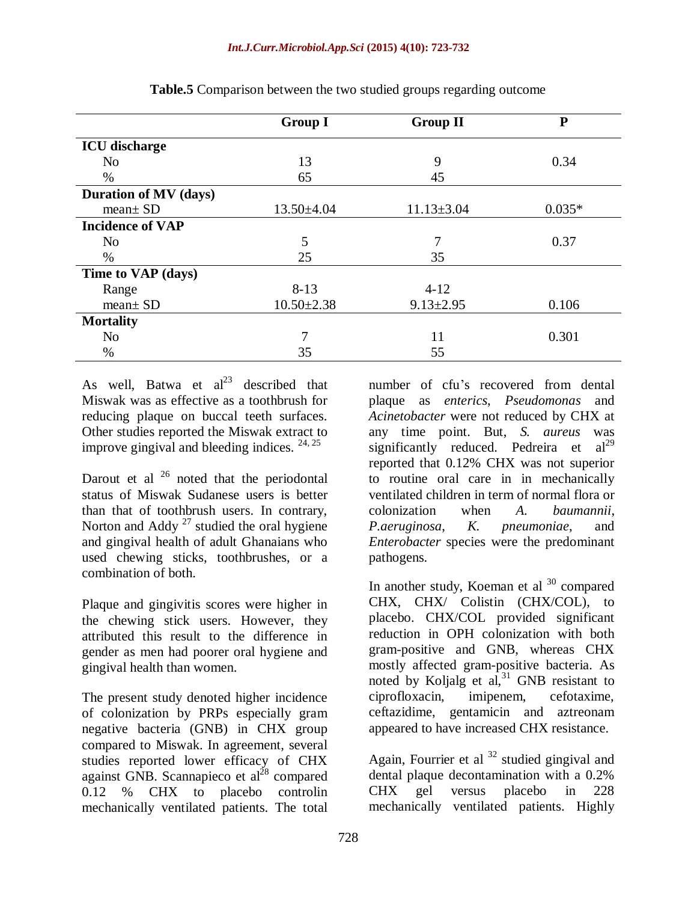**Table.5** Comparison between the two studied groups regarding outcome

| | Group I | Group II | P |
|---|---|---|---|
| **ICU discharge** | | | |
| No | 13 | 9 | 0.34 |
| % | 65 | 45 | |
| **Duration of MV (days)** | | | |
| mean± SD | 13.50±4.04 | 11.13±3.04 | 0.035* |
| **Incidence of VAP** | | | |
| No | 5 | 7 | 0.37 |
| % | 25 | 35 | |
| **Time to VAP (days)** | | | |
| Range | 8-13 | 4-12 | |
| mean± SD | 10.50±2.38 | 9.13±2.95 | 0.106 |
| **Mortality** | | | |
| No | 7 | 11 | 0.301 |
| % | 35 | 55 | |

As well, Batwa et al[23] described that Miswak was as effective as a toothbrush for reducing plaque on buccal teeth surfaces. Other studies reported the Miswak extract to improve gingival and bleeding indices. [24, 25]

Darout et al [26] noted that the periodontal status of Miswak Sudanese users is better than that of toothbrush users. In contrary, Norton and Addy [27] studied the oral hygiene and gingival health of adult Ghanaians who used chewing sticks, toothbrushes, or a combination of both.

Plaque and gingivitis scores were higher in the chewing stick users. However, they attributed this result to the difference in gender as men had poorer oral hygiene and gingival health than women.

The present study denoted higher incidence of colonization by PRPs especially gram negative bacteria (GNB) in CHX group compared to Miswak. In agreement, several studies reported lower efficacy of CHX against GNB. Scannapieco et al[28] compared 0.12 % CHX to placebo controlin mechanically ventilated patients. The total number of cfu's recovered from dental plaque as *enterics*, *Pseudomonas* and *Acinetobacter* were not reduced by CHX at any time point. But, *S. aureus* was significantly reduced. Pedreira et al[29] reported that 0.12% CHX was not superior to routine oral care in in mechanically ventilated children in term of normal flora or colonization when *A. baumannii*, *P.aeruginosa*, *K. pneumoniae*, and *Enterobacter* species were the predominant pathogens.

In another study, Koeman et al [30] compared CHX, CHX/ Colistin (CHX/COL), to placebo. CHX/COL provided significant reduction in OPH colonization with both gram-positive and GNB, whereas CHX mostly affected gram-positive bacteria. As noted by Koljalg et al,[31] GNB resistant to ciprofloxacin, imipenem, cefotaxime, ceftazidime, gentamicin and aztreonam appeared to have increased CHX resistance.

Again, Fourrier et al [32] studied gingival and dental plaque decontamination with a 0.2% CHX gel versus placebo in 228 mechanically ventilated patients. Highly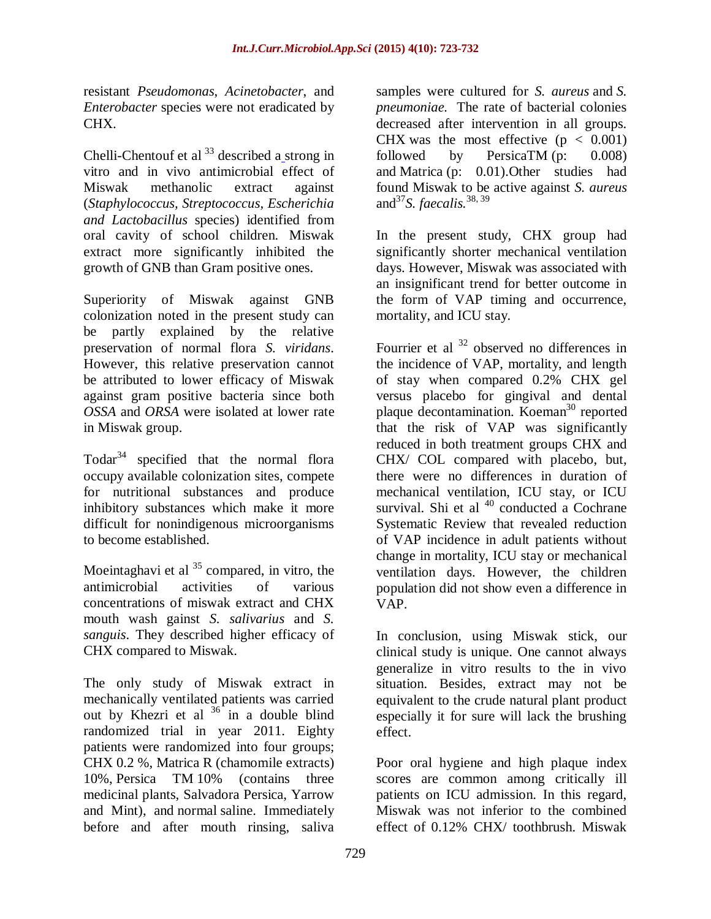resistant *Pseudomonas*, *Acinetobacter*, and *Enterobacter* species were not eradicated by CHX.

Chelli-Chentouf et al [33] described a strong in vitro and in vivo antimicrobial effect of Miswak methanolic extract against (*Staphylococcus, Streptococcus, Escherichia and Lactobacillus* species) identified from oral cavity of school children. Miswak extract more significantly inhibited the growth of GNB than Gram positive ones.

Superiority of Miswak against GNB colonization noted in the present study can be partly explained by the relative preservation of normal flora *S. viridans*. However, this relative preservation cannot be attributed to lower efficacy of Miswak against gram positive bacteria since both *OSSA* and *ORSA* were isolated at lower rate in Miswak group.

Todar[34] specified that the normal flora occupy available colonization sites, compete for nutritional substances and produce inhibitory substances which make it more difficult for nonindigenous microorganisms to become established.

Moeintaghavi et al [35] compared, in vitro, the antimicrobial activities of various concentrations of miswak extract and CHX mouth wash gainst *S. salivarius* and *S. sanguis*. They described higher efficacy of CHX compared to Miswak.

The only study of Miswak extract in mechanically ventilated patients was carried out by Khezri et al [36] in a double blind randomized trial in year 2011. Eighty patients were randomized into four groups; CHX 0.2 %, Matrica R (chamomile extracts) 10%, Persica TM 10% (contains three medicinal plants, Salvadora Persica, Yarrow and Mint), and normal saline. Immediately before and after mouth rinsing, saliva samples were cultured for *S. aureus* and *S. pneumoniae*. The rate of bacterial colonies decreased after intervention in all groups. CHX was the most effective ($p < 0.001$) followed by PersicaTM (p: 0.008) and Matrica (p: 0.01).Other studies had found Miswak to be active against *S. aureus* and[37] *S. faecalis.*[38, 39]

In the present study, CHX group had significantly shorter mechanical ventilation days. However, Miswak was associated with an insignificant trend for better outcome in the form of VAP timing and occurrence, mortality, and ICU stay.

Fourrier et al [32] observed no differences in the incidence of VAP, mortality, and length of stay when compared 0.2% CHX gel versus placebo for gingival and dental plaque decontamination. Koeman[30] reported that the risk of VAP was significantly reduced in both treatment groups CHX and CHX/ COL compared with placebo, but, there were no differences in duration of mechanical ventilation, ICU stay, or ICU survival. Shi et al [40] conducted a Cochrane Systematic Review that revealed reduction of VAP incidence in adult patients without change in mortality, ICU stay or mechanical ventilation days. However, the children population did not show even a difference in VAP.

In conclusion, using Miswak stick, our clinical study is unique. One cannot always generalize in vitro results to the in vivo situation. Besides, extract may not be equivalent to the crude natural plant product especially it for sure will lack the brushing effect.

Poor oral hygiene and high plaque index scores are common among critically ill patients on ICU admission. In this regard, Miswak was not inferior to the combined effect of 0.12% CHX/ toothbrush. Miswak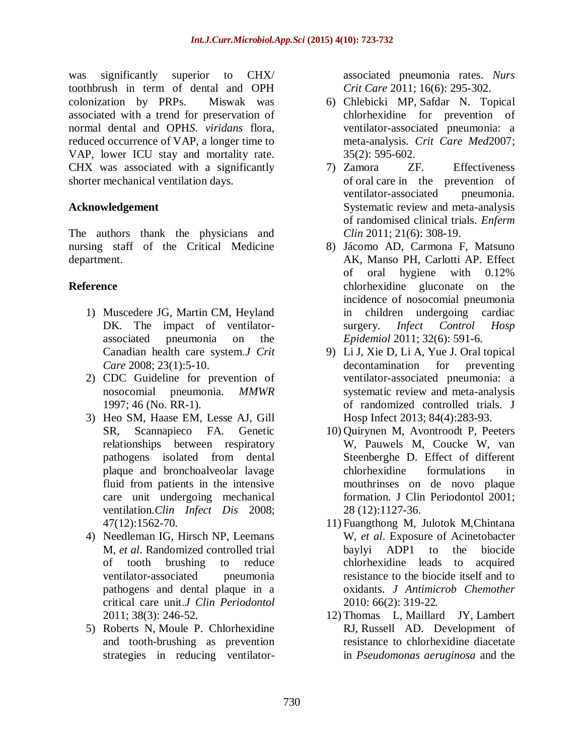was significantly superior to CHX/ toothbrush in term of dental and OPH colonization by PRPs. Miswak was associated with a trend for preservation of normal dental and OPH*S. viridans* flora, reduced occurrence of VAP, a longer time to VAP, lower ICU stay and mortality rate. CHX was associated with a significantly shorter mechanical ventilation days.

## Acknowledgement

The authors thank the physicians and nursing staff of the Critical Medicine department.

## Reference

1) Muscedere JG, Martin CM, Heyland DK. The impact of ventilator-associated pneumonia on the Canadian health care system.*J Crit Care* 2008; 23(1):5-10.
2) CDC Guideline for prevention of nosocomial pneumonia. *MMWR* 1997; 46 (No. RR-1).
3) Heo SM, Haase EM, Lesse AJ, Gill SR, Scannapieco FA. Genetic relationships between respiratory pathogens isolated from dental plaque and bronchoalveolar lavage fluid from patients in the intensive care unit undergoing mechanical ventilation.*Clin Infect Dis* 2008; 47(12):1562-70.
4) Needleman IG, Hirsch NP, Leemans M, *et al*. Randomized controlled trial of tooth brushing to reduce ventilator-associated pneumonia pathogens and dental plaque in a critical care unit.*J Clin Periodontol* 2011; 38(3): 246-52.
5) Roberts N, Moule P. Chlorhexidine and tooth-brushing as prevention strategies in reducing ventilator-associated pneumonia rates. *Nurs Crit Care* 2011; 16(6): 295-302.
6) Chlebicki MP, Safdar N. Topical chlorhexidine for prevention of ventilator-associated pneumonia: a meta-analysis. *Crit Care Med*2007; 35(2): 595-602.
7) Zamora ZF. Effectiveness of oral care in the prevention of ventilator-associated pneumonia. Systematic review and meta-analysis of randomised clinical trials. *Enferm Clin* 2011; 21(6): 308-19.
8) Jácomo AD, Carmona F, Matsuno AK, Manso PH, Carlotti AP. Effect of oral hygiene with 0.12% chlorhexidine gluconate on the incidence of nosocomial pneumonia in children undergoing cardiac surgery. *Infect Control Hosp Epidemiol* 2011; 32(6): 591-6.
9) Li J, Xie D, Li A, Yue J. Oral topical decontamination for preventing ventilator-associated pneumonia: a systematic review and meta-analysis of randomized controlled trials. J Hosp Infect 2013; 84(4):283-93.
10) Quirynen M, Avontroodt P, Peeters W, Pauwels M, Coucke W, van Steenberghe D. Effect of different chlorhexidine formulations in mouthrinses on de novo plaque formation. J Clin Periodontol 2001; 28 (12):1127-36.
11) Fuangthong M, Julotok M,Chintana W, *et al*. Exposure of Acinetobacter baylyi ADP1 to the biocide chlorhexidine leads to acquired resistance to the biocide itself and to oxidants. *J Antimicrob Chemother* 2010: 66(2): 319-22.
12) Thomas L, Maillard JY, Lambert RJ, Russell AD. Development of resistance to chlorhexidine diacetate in *Pseudomonas aeruginosa* and the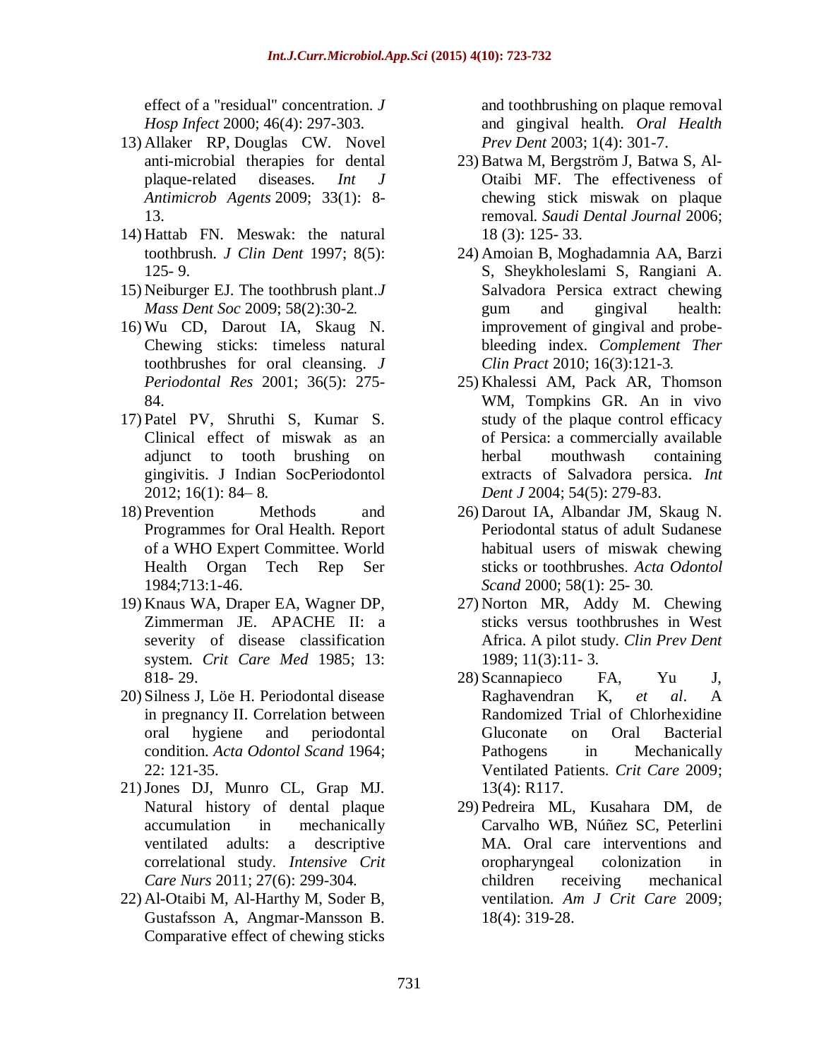effect of a "residual" concentration. *J Hosp Infect* 2000; 46(4): 297-303.

13) Allaker RP, Douglas CW. Novel anti-microbial therapies for dental plaque-related diseases. *Int J Antimicrob Agents* 2009; 33(1): 8-13.
14) Hattab FN. Meswak: the natural toothbrush. *J Clin Dent* 1997; 8(5): 125- 9.
15) Neiburger EJ. The toothbrush plant.*J Mass Dent Soc* 2009; 58(2):30-2.
16) Wu CD, Darout IA, Skaug N. Chewing sticks: timeless natural toothbrushes for oral cleansing. *J Periodontal Res* 2001; 36(5): 275-84.
17) Patel PV, Shruthi S, Kumar S. Clinical effect of miswak as an adjunct to tooth brushing on gingivitis. J Indian SocPeriodontol 2012; 16(1): 84– 8.
18) Prevention Methods and Programmes for Oral Health. Report of a WHO Expert Committee. World Health Organ Tech Rep Ser 1984;713:1-46.
19) Knaus WA, Draper EA, Wagner DP, Zimmerman JE. APACHE II: a severity of disease classification system. *Crit Care Med* 1985; 13: 818- 29.
20) Silness J, Löe H. Periodontal disease in pregnancy II. Correlation between oral hygiene and periodontal condition. *Acta Odontol Scand* 1964; 22: 121-35.
21) Jones DJ, Munro CL, Grap MJ. Natural history of dental plaque accumulation in mechanically ventilated adults: a descriptive correlational study. *Intensive Crit Care Nurs* 2011; 27(6): 299-304.
22) Al-Otaibi M, Al-Harthy M, Soder B, Gustafsson A, Angmar-Mansson B. Comparative effect of chewing sticks and toothbrushing on plaque removal and gingival health. *Oral Health Prev Dent* 2003; 1(4): 301-7.
23) Batwa M, Bergström J, Batwa S, Al-Otaibi MF. The effectiveness of chewing stick miswak on plaque removal. *Saudi Dental Journal* 2006; 18 (3): 125- 33.
24) Amoian B, Moghadamnia AA, Barzi S, Sheykholeslami S, Rangiani A. Salvadora Persica extract chewing gum and gingival health: improvement of gingival and probe-bleeding index. *Complement Ther Clin Pract* 2010; 16(3):121-3.
25) Khalessi AM, Pack AR, Thomson WM, Tompkins GR. An in vivo study of the plaque control efficacy of Persica: a commercially available herbal mouthwash containing extracts of Salvadora persica. *Int Dent J* 2004; 54(5): 279-83.
26) Darout IA, Albandar JM, Skaug N. Periodontal status of adult Sudanese habitual users of miswak chewing sticks or toothbrushes. *Acta Odontol Scand* 2000; 58(1): 25- 30.
27) Norton MR, Addy M. Chewing sticks versus toothbrushes in West Africa. A pilot study. *Clin Prev Dent* 1989; 11(3):11- 3.
28) Scannapieco FA, Yu J, Raghavendran K, *et al*. A Randomized Trial of Chlorhexidine Gluconate on Oral Bacterial Pathogens in Mechanically Ventilated Patients. *Crit Care* 2009; 13(4): R117.
29) Pedreira ML, Kusahara DM, de Carvalho WB, Núñez SC, Peterlini MA. Oral care interventions and oropharyngeal colonization in children receiving mechanical ventilation. *Am J Crit Care* 2009; 18(4): 319-28.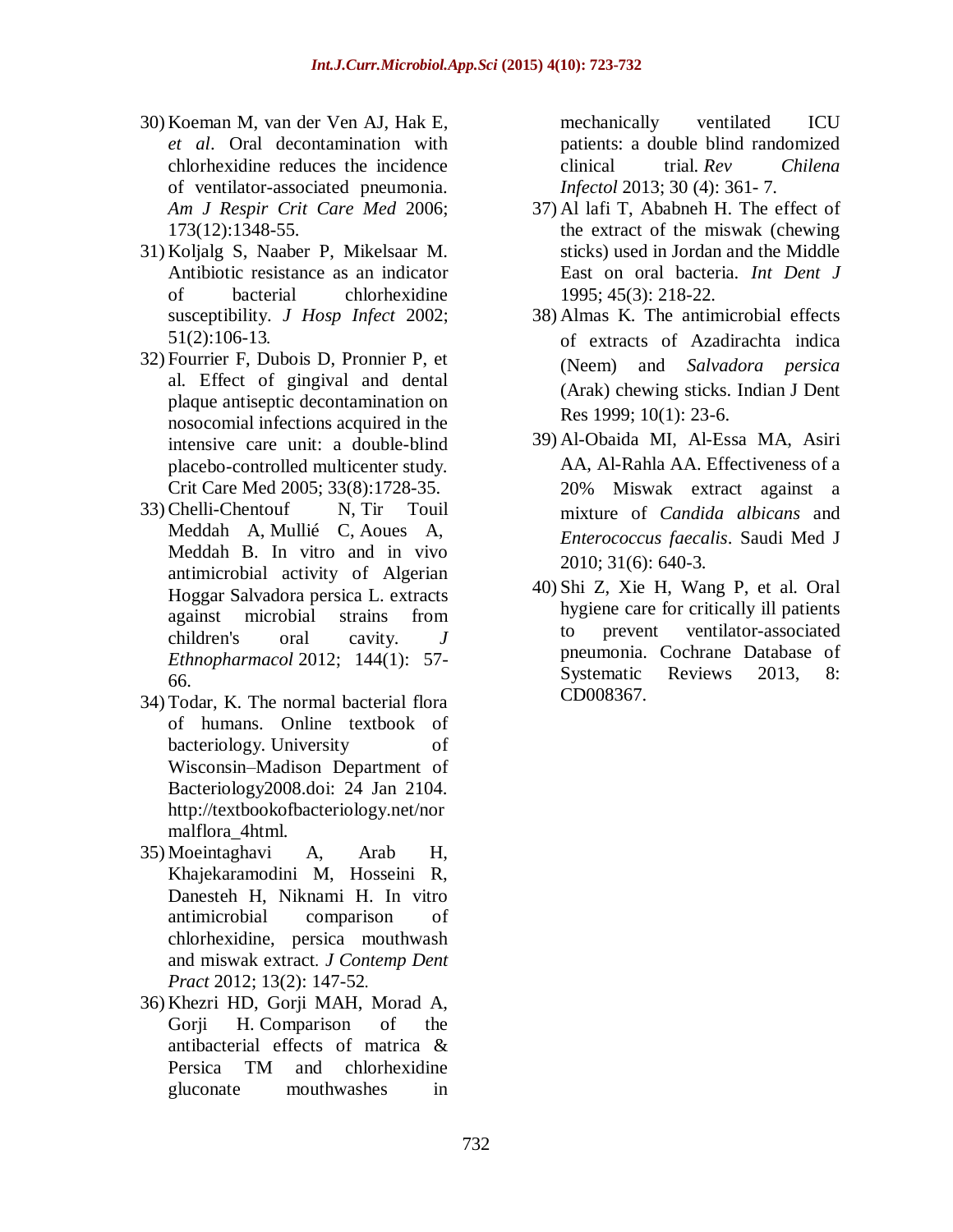30) Koeman M, van der Ven AJ, Hak E, *et al*. Oral decontamination with chlorhexidine reduces the incidence of ventilator-associated pneumonia. *Am J Respir Crit Care Med* 2006; 173(12):1348-55.
31) Koljalg S, Naaber P, Mikelsaar M. Antibiotic resistance as an indicator of bacterial chlorhexidine susceptibility. *J Hosp Infect* 2002; 51(2):106-13.
32) Fourrier F, Dubois D, Pronnier P, et al. Effect of gingival and dental plaque antiseptic decontamination on nosocomial infections acquired in the intensive care unit: a double-blind placebo-controlled multicenter study. Crit Care Med 2005; 33(8):1728-35.
33) Chelli-Chentouf N, Tir Touil Meddah A, Mullié C, Aoues A, Meddah B. In vitro and in vivo antimicrobial activity of Algerian Hoggar Salvadora persica L. extracts against microbial strains from children's oral cavity. *J Ethnopharmacol* 2012; 144(1): 57-66.
34) Todar, K. The normal bacterial flora of humans. Online textbook of bacteriology. University of Wisconsin–Madison Department of Bacteriology2008.doi: 24 Jan 2104. http://textbookofbacteriology.net/normalflora_4html.
35) Moeintaghavi A, Arab H, Khajekaramodini M, Hosseini R, Danesteh H, Niknami H. In vitro antimicrobial comparison of chlorhexidine, persica mouthwash and miswak extract. *J Contemp Dent Pract* 2012; 13(2): 147-52.
36) Khezri HD, Gorji MAH, Morad A, Gorji H. Comparison of the antibacterial effects of matrica & Persica TM and chlorhexidine gluconate mouthwashes in mechanically ventilated ICU patients: a double blind randomized clinical trial. *Rev Chilena Infectol* 2013; 30 (4): 361- 7.
37) Al lafi T, Ababneh H. The effect of the extract of the miswak (chewing sticks) used in Jordan and the Middle East on oral bacteria. *Int Dent J* 1995; 45(3): 218-22.
38) Almas K. The antimicrobial effects of extracts of Azadirachta indica (Neem) and *Salvadora persica* (Arak) chewing sticks. Indian J Dent Res 1999; 10(1): 23-6.
39) Al-Obaida MI, Al-Essa MA, Asiri AA, Al-Rahla AA. Effectiveness of a 20% Miswak extract against a mixture of *Candida albicans* and *Enterococcus faecalis*. Saudi Med J 2010; 31(6): 640-3.
40) Shi Z, Xie H, Wang P, et al. Oral hygiene care for critically ill patients to prevent ventilator-associated pneumonia. Cochrane Database of Systematic Reviews 2013, 8: CD008367.